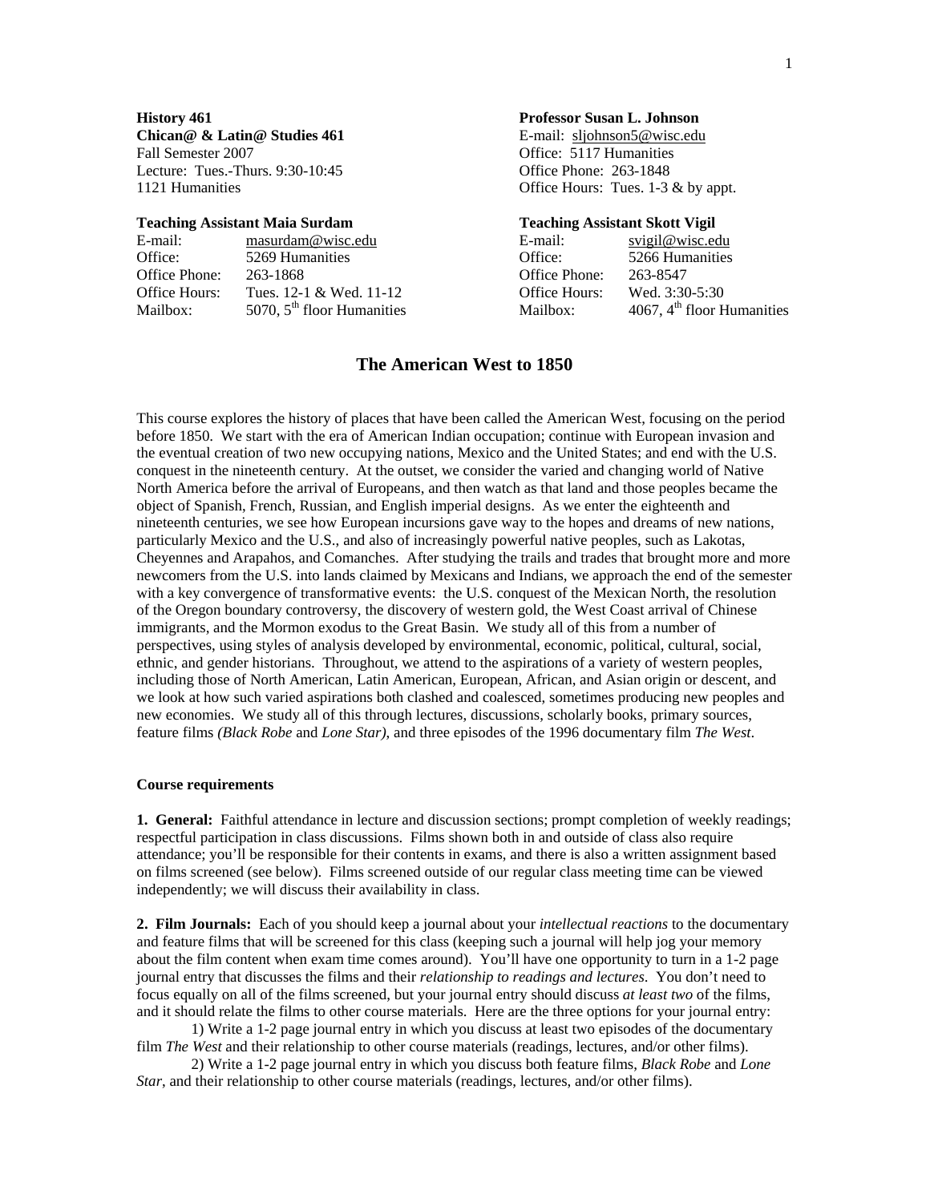**History 461**
**Chican@ & Latin@ Studies 461**
Fall Semester 2007
Lecture: Tues.-Thurs. 9:30-10:45
1121 Humanities

**Professor Susan L. Johnson**
E-mail: sljohnson5@wisc.edu
Office: 5117 Humanities
Office Phone: 263-1848
Office Hours: Tues. 1-3 & by appt.

**Teaching Assistant Maia Surdam**

| | |
|---|---|
| E-mail: | masurdam@wisc.edu |
| Office: | 5269 Humanities |
| Office Phone: | 263-1868 |
| Office Hours: | Tues. 12-1 & Wed. 11-12 |
| Mailbox: | 5070, 5th floor Humanities |

**Teaching Assistant Skott Vigil**

| | |
|---|---|
| E-mail: | svigil@wisc.edu |
| Office: | 5266 Humanities |
| Office Phone: | 263-8547 |
| Office Hours: | Wed. 3:30-5:30 |
| Mailbox: | 4067, 4th floor Humanities |

# The American West to 1850

This course explores the history of places that have been called the American West, focusing on the period before 1850. We start with the era of American Indian occupation; continue with European invasion and the eventual creation of two new occupying nations, Mexico and the United States; and end with the U.S. conquest in the nineteenth century. At the outset, we consider the varied and changing world of Native North America before the arrival of Europeans, and then watch as that land and those peoples became the object of Spanish, French, Russian, and English imperial designs. As we enter the eighteenth and nineteenth centuries, we see how European incursions gave way to the hopes and dreams of new nations, particularly Mexico and the U.S., and also of increasingly powerful native peoples, such as Lakotas, Cheyennes and Arapahos, and Comanches. After studying the trails and trades that brought more and more newcomers from the U.S. into lands claimed by Mexicans and Indians, we approach the end of the semester with a key convergence of transformative events: the U.S. conquest of the Mexican North, the resolution of the Oregon boundary controversy, the discovery of western gold, the West Coast arrival of Chinese immigrants, and the Mormon exodus to the Great Basin. We study all of this from a number of perspectives, using styles of analysis developed by environmental, economic, political, cultural, social, ethnic, and gender historians. Throughout, we attend to the aspirations of a variety of western peoples, including those of North American, Latin American, European, African, and Asian origin or descent, and we look at how such varied aspirations both clashed and coalesced, sometimes producing new peoples and new economies. We study all of this through lectures, discussions, scholarly books, primary sources, feature films *(Black Robe* and *Lone Star),* and three episodes of the 1996 documentary film *The West*.

### Course requirements

**1. General:** Faithful attendance in lecture and discussion sections; prompt completion of weekly readings; respectful participation in class discussions. Films shown both in and outside of class also require attendance; you'll be responsible for their contents in exams, and there is also a written assignment based on films screened (see below). Films screened outside of our regular class meeting time can be viewed independently; we will discuss their availability in class.

**2. Film Journals:** Each of you should keep a journal about your *intellectual reactions* to the documentary and feature films that will be screened for this class (keeping such a journal will help jog your memory about the film content when exam time comes around). You'll have one opportunity to turn in a 1-2 page journal entry that discusses the films and their *relationship to readings and lectures*. You don't need to focus equally on all of the films screened, but your journal entry should discuss *at least two* of the films, and it should relate the films to other course materials. Here are the three options for your journal entry:

1) Write a 1-2 page journal entry in which you discuss at least two episodes of the documentary film *The West* and their relationship to other course materials (readings, lectures, and/or other films).

2) Write a 1-2 page journal entry in which you discuss both feature films, *Black Robe* and *Lone Star*, and their relationship to other course materials (readings, lectures, and/or other films).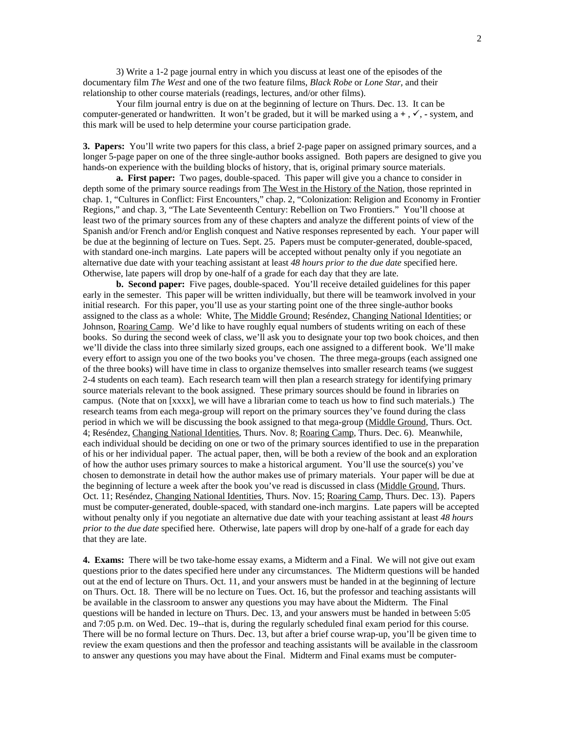3) Write a 1-2 page journal entry in which you discuss at least one of the episodes of the documentary film *The West* and one of the two feature films, *Black Robe* or *Lone Star*, and their relationship to other course materials (readings, lectures, and/or other films).

Your film journal entry is due on at the beginning of lecture on Thurs. Dec. 13. It can be computer-generated or handwritten. It won't be graded, but it will be marked using a + , ✓, - system, and this mark will be used to help determine your course participation grade.

**3. Papers:** You'll write two papers for this class, a brief 2-page paper on assigned primary sources, and a longer 5-page paper on one of the three single-author books assigned. Both papers are designed to give you hands-on experience with the building blocks of history, that is, original primary source materials.

**a. First paper:** Two pages, double-spaced. This paper will give you a chance to consider in depth some of the primary source readings from The West in the History of the Nation, those reprinted in chap. 1, "Cultures in Conflict: First Encounters," chap. 2, "Colonization: Religion and Economy in Frontier Regions," and chap. 3, "The Late Seventeenth Century: Rebellion on Two Frontiers." You'll choose at least two of the primary sources from any of these chapters and analyze the different points of view of the Spanish and/or French and/or English conquest and Native responses represented by each. Your paper will be due at the beginning of lecture on Tues. Sept. 25. Papers must be computer-generated, double-spaced, with standard one-inch margins. Late papers will be accepted without penalty only if you negotiate an alternative due date with your teaching assistant at least *48 hours prior to the due date* specified here. Otherwise, late papers will drop by one-half of a grade for each day that they are late.

**b. Second paper:** Five pages, double-spaced. You'll receive detailed guidelines for this paper early in the semester. This paper will be written individually, but there will be teamwork involved in your initial research. For this paper, you'll use as your starting point one of the three single-author books assigned to the class as a whole: White, The Middle Ground; Reséndez, Changing National Identities; or Johnson, Roaring Camp. We'd like to have roughly equal numbers of students writing on each of these books. So during the second week of class, we'll ask you to designate your top two book choices, and then we'll divide the class into three similarly sized groups, each one assigned to a different book. We'll make every effort to assign you one of the two books you've chosen. The three mega-groups (each assigned one of the three books) will have time in class to organize themselves into smaller research teams (we suggest 2-4 students on each team). Each research team will then plan a research strategy for identifying primary source materials relevant to the book assigned. These primary sources should be found in libraries on campus. (Note that on [xxxx], we will have a librarian come to teach us how to find such materials.) The research teams from each mega-group will report on the primary sources they've found during the class period in which we will be discussing the book assigned to that mega-group (Middle Ground, Thurs. Oct. 4; Reséndez, Changing National Identities, Thurs. Nov. 8; Roaring Camp, Thurs. Dec. 6). Meanwhile, each individual should be deciding on one or two of the primary sources identified to use in the preparation of his or her individual paper. The actual paper, then, will be both a review of the book and an exploration of how the author uses primary sources to make a historical argument. You'll use the source(s) you've chosen to demonstrate in detail how the author makes use of primary materials. Your paper will be due at the beginning of lecture a week after the book you've read is discussed in class (Middle Ground, Thurs. Oct. 11; Reséndez, Changing National Identities, Thurs. Nov. 15; Roaring Camp, Thurs. Dec. 13). Papers must be computer-generated, double-spaced, with standard one-inch margins. Late papers will be accepted without penalty only if you negotiate an alternative due date with your teaching assistant at least *48 hours prior to the due date* specified here. Otherwise, late papers will drop by one-half of a grade for each day that they are late.

**4. Exams:** There will be two take-home essay exams, a Midterm and a Final. We will not give out exam questions prior to the dates specified here under any circumstances. The Midterm questions will be handed out at the end of lecture on Thurs. Oct. 11, and your answers must be handed in at the beginning of lecture on Thurs. Oct. 18. There will be no lecture on Tues. Oct. 16, but the professor and teaching assistants will be available in the classroom to answer any questions you may have about the Midterm. The Final questions will be handed in lecture on Thurs. Dec. 13, and your answers must be handed in between 5:05 and 7:05 p.m. on Wed. Dec. 19--that is, during the regularly scheduled final exam period for this course. There will be no formal lecture on Thurs. Dec. 13, but after a brief course wrap-up, you'll be given time to review the exam questions and then the professor and teaching assistants will be available in the classroom to answer any questions you may have about the Final. Midterm and Final exams must be computer-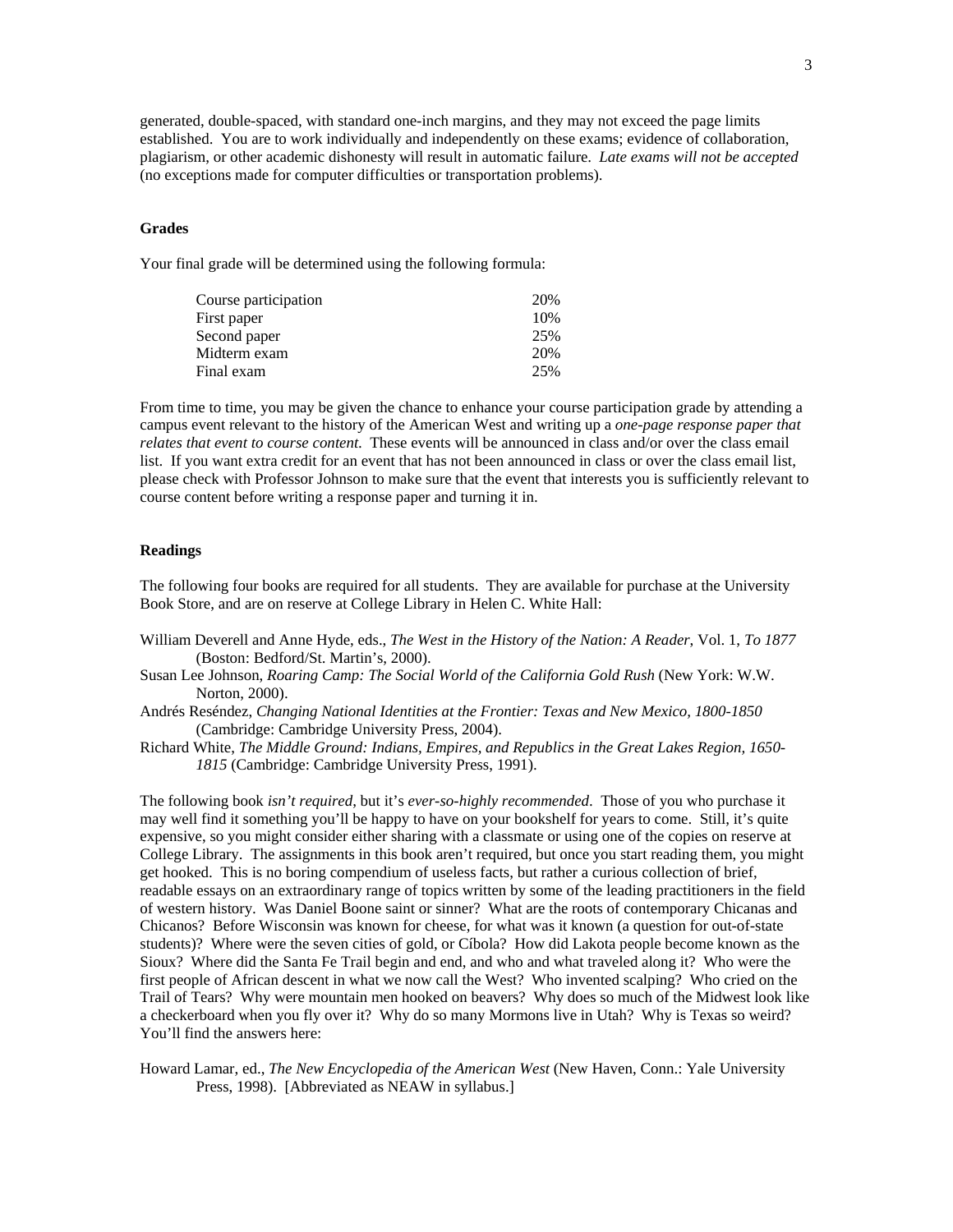generated, double-spaced, with standard one-inch margins, and they may not exceed the page limits established. You are to work individually and independently on these exams; evidence of collaboration, plagiarism, or other academic dishonesty will result in automatic failure. *Late exams will not be accepted* (no exceptions made for computer difficulties or transportation problems).

## Grades

Your final grade will be determined using the following formula:

| Component | Weight |
| --- | --- |
| Course participation | 20% |
| First paper | 10% |
| Second paper | 25% |
| Midterm exam | 20% |
| Final exam | 25% |

From time to time, you may be given the chance to enhance your course participation grade by attending a campus event relevant to the history of the American West and writing up a *one-page response paper that relates that event to course content.* These events will be announced in class and/or over the class email list. If you want extra credit for an event that has not been announced in class or over the class email list, please check with Professor Johnson to make sure that the event that interests you is sufficiently relevant to course content before writing a response paper and turning it in.

## Readings

The following four books are required for all students. They are available for purchase at the University Book Store, and are on reserve at College Library in Helen C. White Hall:

William Deverell and Anne Hyde, eds., *The West in the History of the Nation: A Reader*, Vol. 1, *To 1877* (Boston: Bedford/St. Martin's, 2000).

Susan Lee Johnson, *Roaring Camp: The Social World of the California Gold Rush* (New York: W.W. Norton, 2000).

Andrés Reséndez, *Changing National Identities at the Frontier: Texas and New Mexico, 1800-1850* (Cambridge: Cambridge University Press, 2004).

Richard White, *The Middle Ground: Indians, Empires, and Republics in the Great Lakes Region, 1650-1815* (Cambridge: Cambridge University Press, 1991).

The following book *isn't required*, but it's *ever-so-highly recommended*. Those of you who purchase it may well find it something you'll be happy to have on your bookshelf for years to come. Still, it's quite expensive, so you might consider either sharing with a classmate or using one of the copies on reserve at College Library. The assignments in this book aren't required, but once you start reading them, you might get hooked. This is no boring compendium of useless facts, but rather a curious collection of brief, readable essays on an extraordinary range of topics written by some of the leading practitioners in the field of western history. Was Daniel Boone saint or sinner? What are the roots of contemporary Chicanas and Chicanos? Before Wisconsin was known for cheese, for what was it known (a question for out-of-state students)? Where were the seven cities of gold, or Cíbola? How did Lakota people become known as the Sioux? Where did the Santa Fe Trail begin and end, and who and what traveled along it? Who were the first people of African descent in what we now call the West? Who invented scalping? Who cried on the Trail of Tears? Why were mountain men hooked on beavers? Why does so much of the Midwest look like a checkerboard when you fly over it? Why do so many Mormons live in Utah? Why is Texas so weird? You'll find the answers here:

Howard Lamar, ed., *The New Encyclopedia of the American West* (New Haven, Conn.: Yale University Press, 1998). [Abbreviated as NEAW in syllabus.]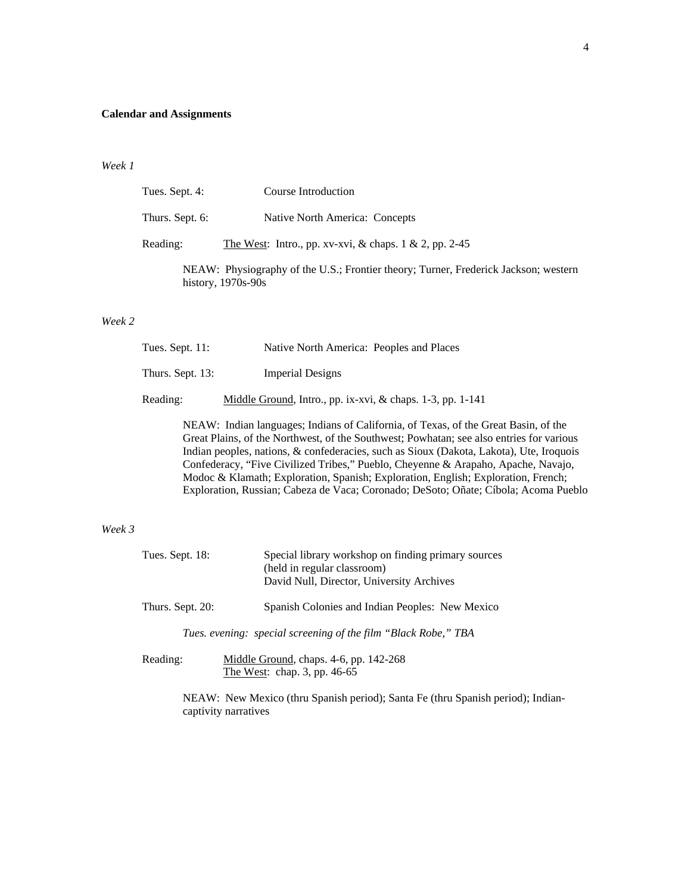**Calendar and Assignments**

*Week 1*

Tues. Sept. 4: Course Introduction

Thurs. Sept. 6: Native North America: Concepts

Reading: The West: Intro., pp. xv-xvi, & chaps. 1 & 2, pp. 2-45

NEAW: Physiography of the U.S.; Frontier theory; Turner, Frederick Jackson; western history, 1970s-90s

*Week 2*

Tues. Sept. 11: Native North America: Peoples and Places

Thurs. Sept. 13: Imperial Designs

Reading: Middle Ground, Intro., pp. ix-xvi, & chaps. 1-3, pp. 1-141

NEAW: Indian languages; Indians of California, of Texas, of the Great Basin, of the Great Plains, of the Northwest, of the Southwest; Powhatan; see also entries for various Indian peoples, nations, & confederacies, such as Sioux (Dakota, Lakota), Ute, Iroquois Confederacy, "Five Civilized Tribes," Pueblo, Cheyenne & Arapaho, Apache, Navajo, Modoc & Klamath; Exploration, Spanish; Exploration, English; Exploration, French; Exploration, Russian; Cabeza de Vaca; Coronado; DeSoto; Oñate; Cíbola; Acoma Pueblo

*Week 3*

Tues. Sept. 18: Special library workshop on finding primary sources (held in regular classroom) David Null, Director, University Archives

Thurs. Sept. 20: Spanish Colonies and Indian Peoples: New Mexico

*Tues. evening: special screening of the film "Black Robe," TBA*

Reading: Middle Ground, chaps. 4-6, pp. 142-268
The West: chap. 3, pp. 46-65

NEAW: New Mexico (thru Spanish period); Santa Fe (thru Spanish period); Indian-captivity narratives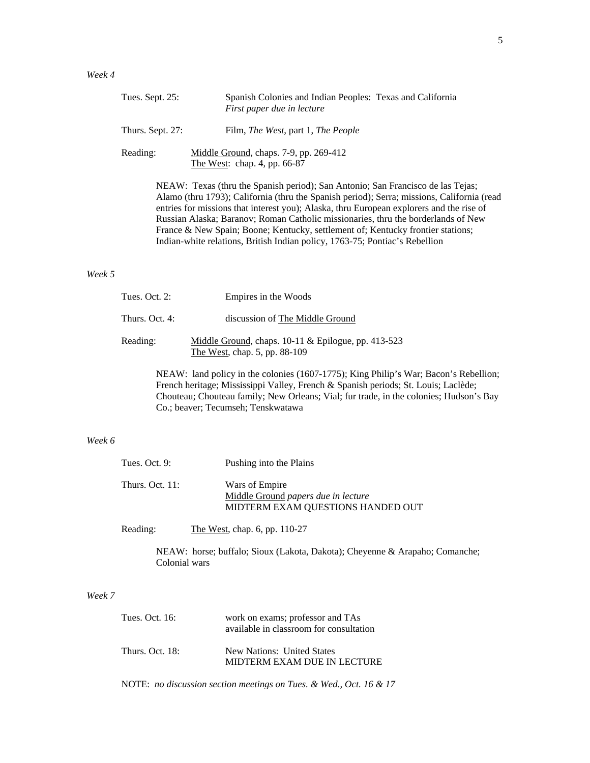*Week 4*

Tues. Sept. 25: Spanish Colonies and Indian Peoples: Texas and California
*First paper due in lecture*

Thurs. Sept. 27: Film, *The West*, part 1, *The People*

Reading: Middle Ground, chaps. 7-9, pp. 269-412
The West: chap. 4, pp. 66-87

NEAW: Texas (thru the Spanish period); San Antonio; San Francisco de las Tejas; Alamo (thru 1793); California (thru the Spanish period); Serra; missions, California (read entries for missions that interest you); Alaska, thru European explorers and the rise of Russian Alaska; Baranov; Roman Catholic missionaries, thru the borderlands of New France & New Spain; Boone; Kentucky, settlement of; Kentucky frontier stations; Indian-white relations, British Indian policy, 1763-75; Pontiac's Rebellion

*Week 5*

Tues. Oct. 2: Empires in the Woods

Thurs. Oct. 4: discussion of The Middle Ground

Reading: Middle Ground, chaps. 10-11 & Epilogue, pp. 413-523
The West, chap. 5, pp. 88-109

NEAW: land policy in the colonies (1607-1775); King Philip's War; Bacon's Rebellion; French heritage; Mississippi Valley, French & Spanish periods; St. Louis; Laclède; Chouteau; Chouteau family; New Orleans; Vial; fur trade, in the colonies; Hudson's Bay Co.; beaver; Tecumseh; Tenskwatawa

*Week 6*

Tues. Oct. 9: Pushing into the Plains

Thurs. Oct. 11: Wars of Empire
Middle Ground *papers due in lecture*
MIDTERM EXAM QUESTIONS HANDED OUT

Reading: The West, chap. 6, pp. 110-27

NEAW: horse; buffalo; Sioux (Lakota, Dakota); Cheyenne & Arapaho; Comanche; Colonial wars

*Week 7*

Tues. Oct. 16: work on exams; professor and TAs available in classroom for consultation

Thurs. Oct. 18: New Nations: United States
MIDTERM EXAM DUE IN LECTURE

NOTE: *no discussion section meetings on Tues. & Wed., Oct. 16 & 17*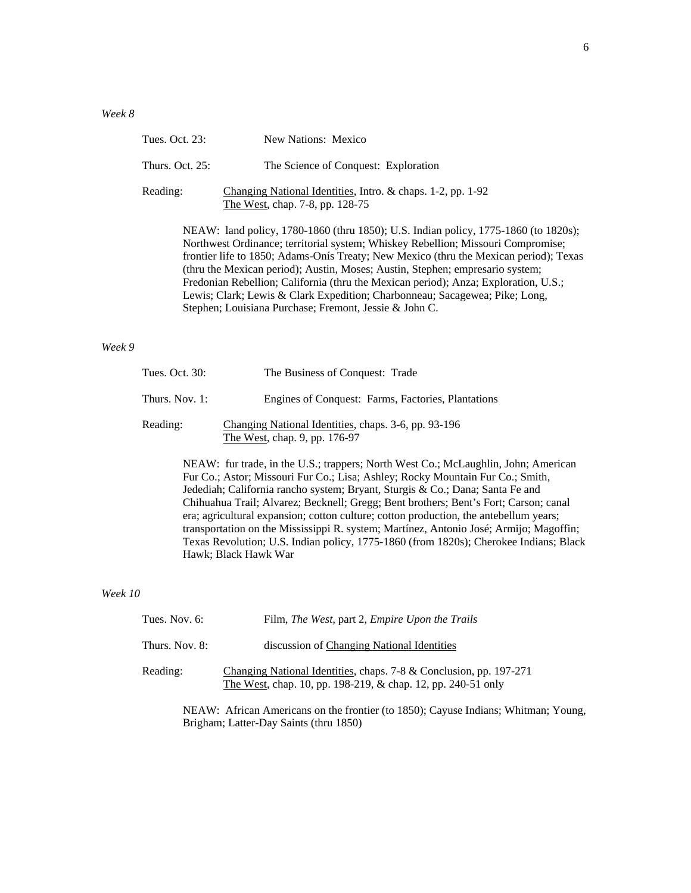*Week 8*

Tues. Oct. 23: New Nations: Mexico

Thurs. Oct. 25: The Science of Conquest: Exploration

Reading: Changing National Identities, Intro. & chaps. 1-2, pp. 1-92
The West, chap. 7-8, pp. 128-75

NEAW: land policy, 1780-1860 (thru 1850); U.S. Indian policy, 1775-1860 (to 1820s); Northwest Ordinance; territorial system; Whiskey Rebellion; Missouri Compromise; frontier life to 1850; Adams-Onís Treaty; New Mexico (thru the Mexican period); Texas (thru the Mexican period); Austin, Moses; Austin, Stephen; empresario system; Fredonian Rebellion; California (thru the Mexican period); Anza; Exploration, U.S.; Lewis; Clark; Lewis & Clark Expedition; Charbonneau; Sacagewea; Pike; Long, Stephen; Louisiana Purchase; Fremont, Jessie & John C.

*Week 9*

Tues. Oct. 30: The Business of Conquest: Trade

Thurs. Nov. 1: Engines of Conquest: Farms, Factories, Plantations

Reading: Changing National Identities, chaps. 3-6, pp. 93-196
The West, chap. 9, pp. 176-97

NEAW: fur trade, in the U.S.; trappers; North West Co.; McLaughlin, John; American Fur Co.; Astor; Missouri Fur Co.; Lisa; Ashley; Rocky Mountain Fur Co.; Smith, Jedediah; California rancho system; Bryant, Sturgis & Co.; Dana; Santa Fe and Chihuahua Trail; Alvarez; Becknell; Gregg; Bent brothers; Bent's Fort; Carson; canal era; agricultural expansion; cotton culture; cotton production, the antebellum years; transportation on the Mississippi R. system; Martínez, Antonio José; Armijo; Magoffin; Texas Revolution; U.S. Indian policy, 1775-1860 (from 1820s); Cherokee Indians; Black Hawk; Black Hawk War

*Week 10*

Tues. Nov. 6: Film, *The West*, part 2, *Empire Upon the Trails*

Thurs. Nov. 8: discussion of Changing National Identities

Reading: Changing National Identities, chaps. 7-8 & Conclusion, pp. 197-271
The West, chap. 10, pp. 198-219, & chap. 12, pp. 240-51 only

NEAW: African Americans on the frontier (to 1850); Cayuse Indians; Whitman; Young, Brigham; Latter-Day Saints (thru 1850)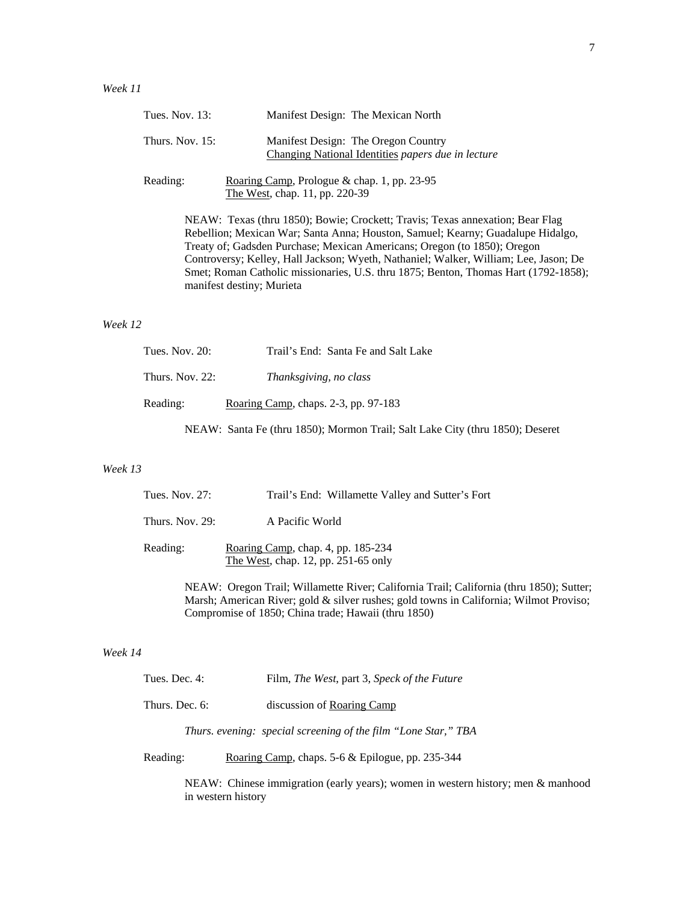*Week 11*

Tues. Nov. 13: Manifest Design: The Mexican North

Thurs. Nov. 15: Manifest Design: The Oregon Country
Changing National Identities *papers due in lecture*

Reading: Roaring Camp, Prologue & chap. 1, pp. 23-95
The West, chap. 11, pp. 220-39

NEAW: Texas (thru 1850); Bowie; Crockett; Travis; Texas annexation; Bear Flag Rebellion; Mexican War; Santa Anna; Houston, Samuel; Kearny; Guadalupe Hidalgo, Treaty of; Gadsden Purchase; Mexican Americans; Oregon (to 1850); Oregon Controversy; Kelley, Hall Jackson; Wyeth, Nathaniel; Walker, William; Lee, Jason; De Smet; Roman Catholic missionaries, U.S. thru 1875; Benton, Thomas Hart (1792-1858); manifest destiny; Murieta

*Week 12*

Tues. Nov. 20: Trail's End: Santa Fe and Salt Lake

Thurs. Nov. 22: *Thanksgiving, no class*

Reading: Roaring Camp, chaps. 2-3, pp. 97-183

NEAW: Santa Fe (thru 1850); Mormon Trail; Salt Lake City (thru 1850); Deseret

*Week 13*

Tues. Nov. 27: Trail's End: Willamette Valley and Sutter's Fort

Thurs. Nov. 29: A Pacific World

Reading: Roaring Camp, chap. 4, pp. 185-234
The West, chap. 12, pp. 251-65 only

NEAW: Oregon Trail; Willamette River; California Trail; California (thru 1850); Sutter; Marsh; American River; gold & silver rushes; gold towns in California; Wilmot Proviso; Compromise of 1850; China trade; Hawaii (thru 1850)

*Week 14*

Tues. Dec. 4: Film, *The West*, part 3, *Speck of the Future*

Thurs. Dec. 6: discussion of Roaring Camp

*Thurs. evening: special screening of the film "Lone Star," TBA*

Reading: Roaring Camp, chaps. 5-6 & Epilogue, pp. 235-344

NEAW: Chinese immigration (early years); women in western history; men & manhood in western history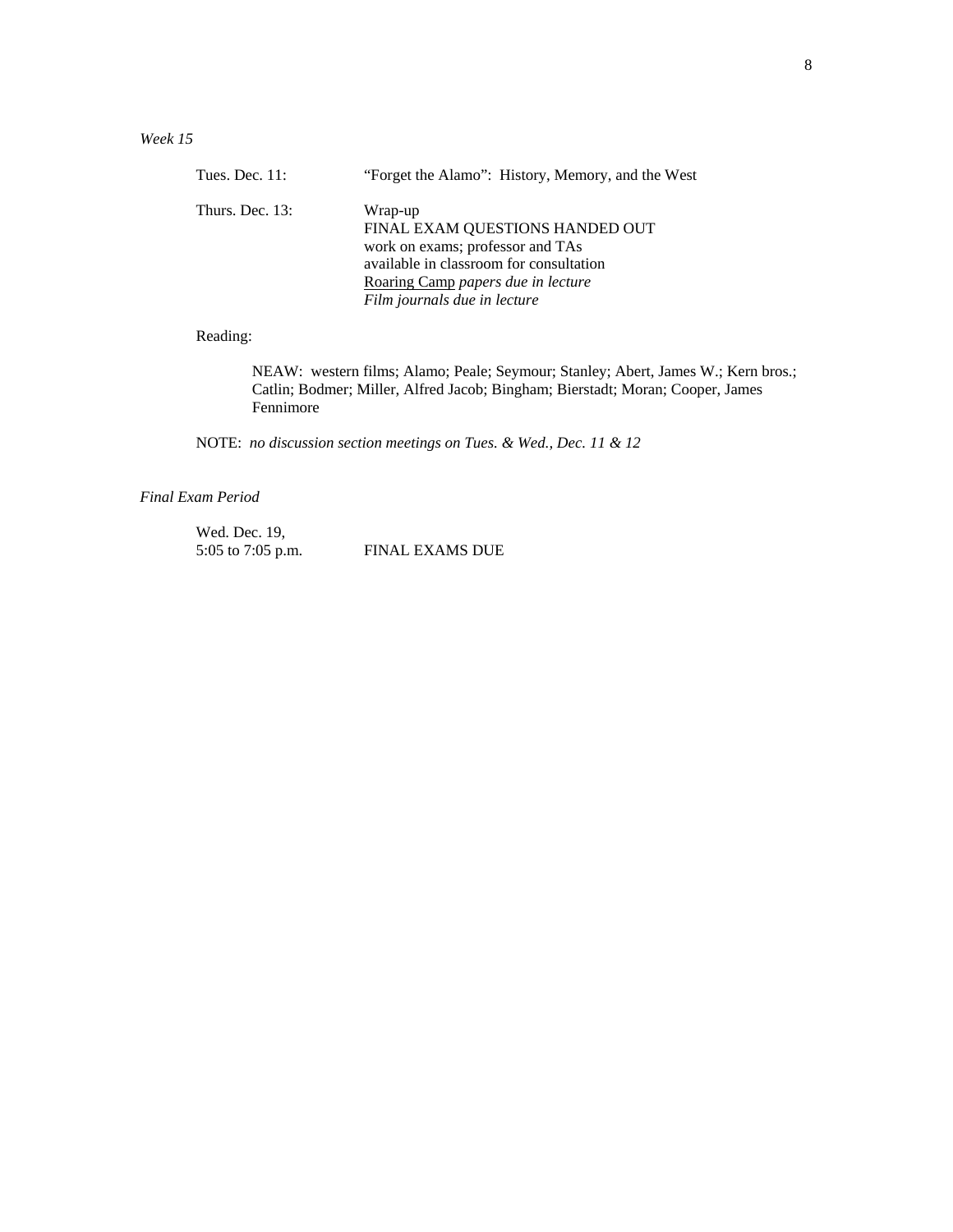*Week 15*

| | |
|---|---|
| Tues. Dec. 11: | "Forget the Alamo": History, Memory, and the West |
| Thurs. Dec. 13: | Wrap-up<br>FINAL EXAM QUESTIONS HANDED OUT<br>work on exams; professor and TAs available in classroom for consultation<br>Roaring Camp *papers due in lecture*<br>*Film journals due in lecture* |

Reading:

> NEAW: western films; Alamo; Peale; Seymour; Stanley; Abert, James W.; Kern bros.; Catlin; Bodmer; Miller, Alfred Jacob; Bingham; Bierstadt; Moran; Cooper, James Fennimore

NOTE: *no discussion section meetings on Tues. & Wed., Dec. 11 & 12*

*Final Exam Period*

| | |
|---|---|
| Wed. Dec. 19,<br>5:05 to 7:05 p.m. | FINAL EXAMS DUE |